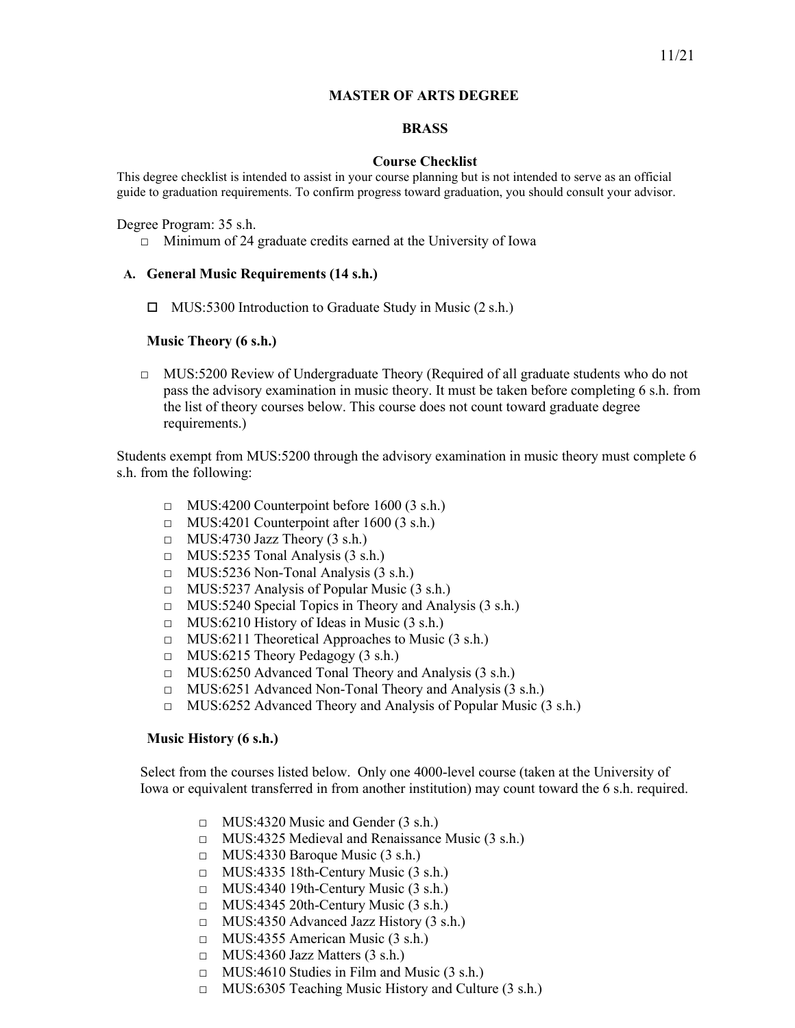# MASTER OF ARTS DEGREE

## BRASS

### Course Checklist

This degree checklist is intended to assist in your course planning but is not intended to serve as an official guide to graduation requirements. To confirm progress toward graduation, you should consult your advisor.

Degree Program: 35 s.h.

- □ Minimum of 24 graduate credits earned at the University of Iowa

### A. General Music Requirements (14 s.h.)

- □ MUS:5300 Introduction to Graduate Study in Music (2 s.h.)

#### Music Theory (6 s.h.)

- □ MUS:5200 Review of Undergraduate Theory (Required of all graduate students who do not pass the advisory examination in music theory. It must be taken before completing 6 s.h. from the list of theory courses below. This course does not count toward graduate degree requirements.)

Students exempt from MUS:5200 through the advisory examination in music theory must complete 6 s.h. from the following:

- □ MUS:4200 Counterpoint before 1600 (3 s.h.)
- □ MUS:4201 Counterpoint after 1600 (3 s.h.)
- □ MUS:4730 Jazz Theory (3 s.h.)
- □ MUS:5235 Tonal Analysis (3 s.h.)
- □ MUS:5236 Non-Tonal Analysis (3 s.h.)
- □ MUS:5237 Analysis of Popular Music (3 s.h.)
- □ MUS:5240 Special Topics in Theory and Analysis (3 s.h.)
- □ MUS:6210 History of Ideas in Music (3 s.h.)
- □ MUS:6211 Theoretical Approaches to Music (3 s.h.)
- □ MUS:6215 Theory Pedagogy (3 s.h.)
- □ MUS:6250 Advanced Tonal Theory and Analysis (3 s.h.)
- □ MUS:6251 Advanced Non-Tonal Theory and Analysis (3 s.h.)
- □ MUS:6252 Advanced Theory and Analysis of Popular Music (3 s.h.)

#### Music History (6 s.h.)

Select from the courses listed below. Only one 4000-level course (taken at the University of Iowa or equivalent transferred in from another institution) may count toward the 6 s.h. required.

- □ MUS:4320 Music and Gender (3 s.h.)
- □ MUS:4325 Medieval and Renaissance Music (3 s.h.)
- □ MUS:4330 Baroque Music (3 s.h.)
- □ MUS:4335 18th-Century Music (3 s.h.)
- □ MUS:4340 19th-Century Music (3 s.h.)
- □ MUS:4345 20th-Century Music (3 s.h.)
- □ MUS:4350 Advanced Jazz History (3 s.h.)
- □ MUS:4355 American Music (3 s.h.)
- □ MUS:4360 Jazz Matters (3 s.h.)
- □ MUS:4610 Studies in Film and Music (3 s.h.)
- □ MUS:6305 Teaching Music History and Culture (3 s.h.)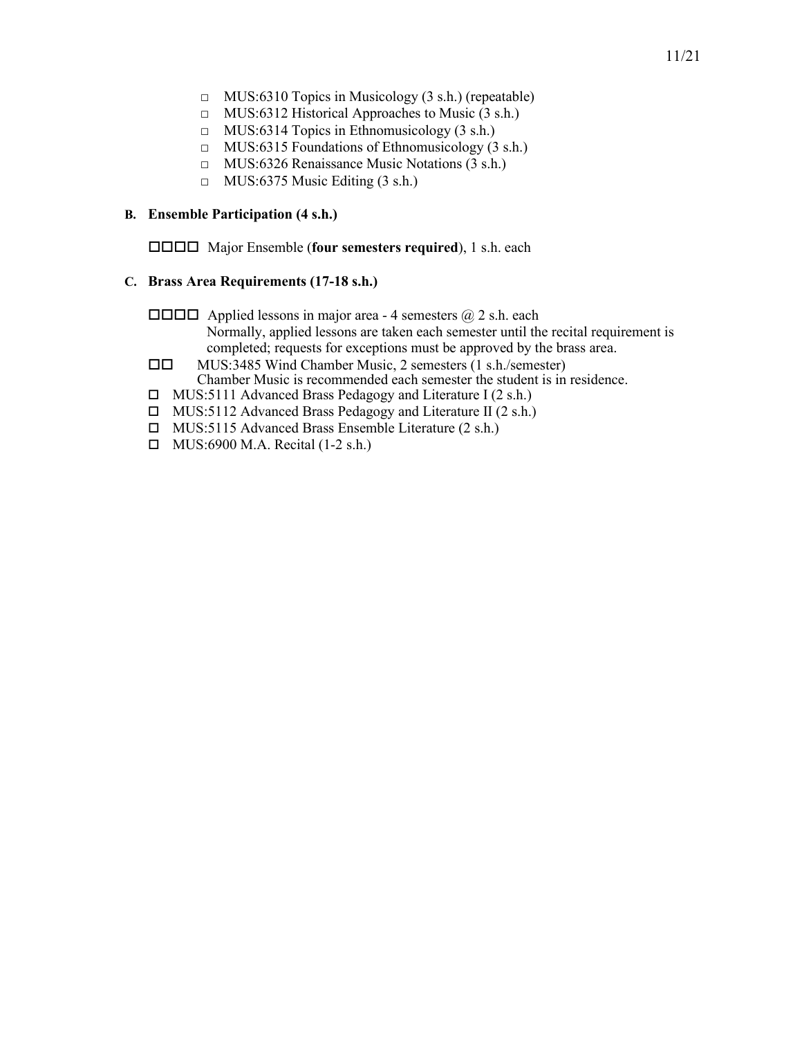- □ MUS:6310 Topics in Musicology (3 s.h.) (repeatable)
- □ MUS:6312 Historical Approaches to Music (3 s.h.)
- □ MUS:6314 Topics in Ethnomusicology (3 s.h.)
- □ MUS:6315 Foundations of Ethnomusicology (3 s.h.)
- □ MUS:6326 Renaissance Music Notations (3 s.h.)
- □ MUS:6375 Music Editing (3 s.h.)

### B. Ensemble Participation (4 s.h.)

□□□□ Major Ensemble (**four semesters required**), 1 s.h. each

### C. Brass Area Requirements (17-18 s.h.)

□□□□ Applied lessons in major area - 4 semesters @ 2 s.h. each
Normally, applied lessons are taken each semester until the recital requirement is completed; requests for exceptions must be approved by the brass area.

□□ MUS:3485 Wind Chamber Music, 2 semesters (1 s.h./semester)
Chamber Music is recommended each semester the student is in residence.

□ MUS:5111 Advanced Brass Pedagogy and Literature I (2 s.h.)

□ MUS:5112 Advanced Brass Pedagogy and Literature II (2 s.h.)

□ MUS:5115 Advanced Brass Ensemble Literature (2 s.h.)

□ MUS:6900 M.A. Recital (1-2 s.h.)